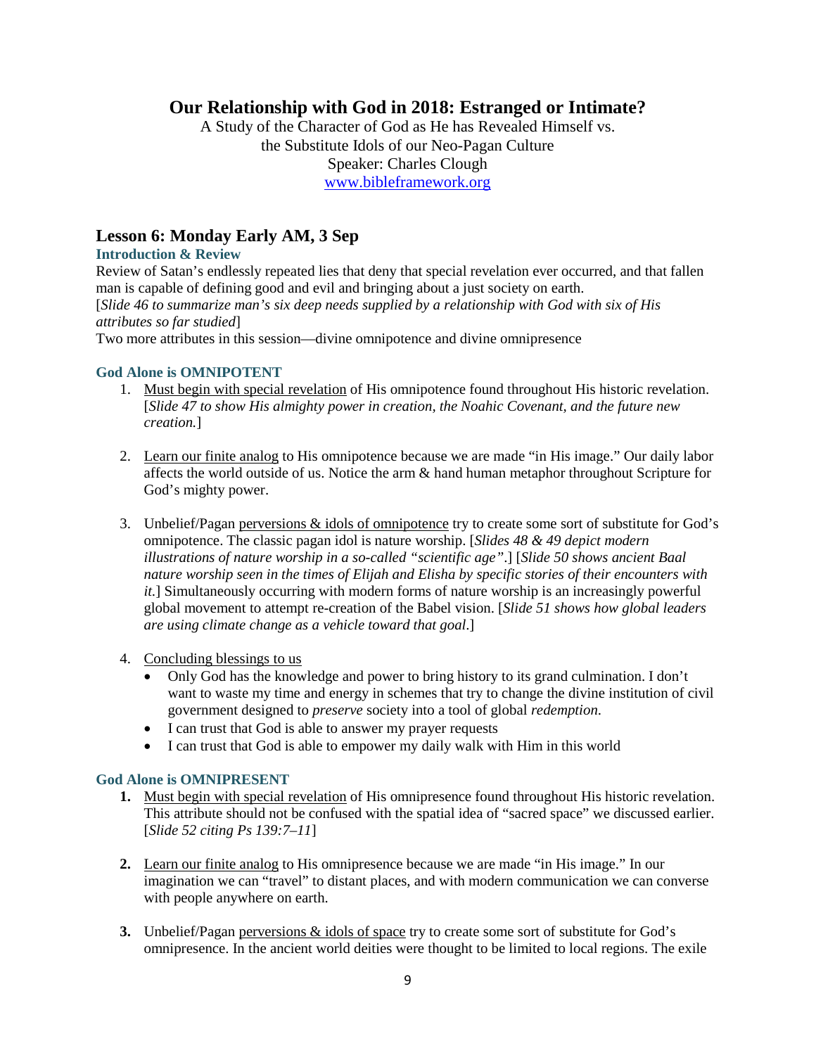# Our Relationship with God in 2018: Estranged or Intimate?

A Study of the Character of God as He has Revealed Himself vs.
the Substitute Idols of our Neo-Pagan Culture
Speaker: Charles Clough
www.bibleframework.org

## Lesson 6: Monday Early AM, 3 Sep

### Introduction & Review

Review of Satan's endlessly repeated lies that deny that special revelation ever occurred, and that fallen man is capable of defining good and evil and bringing about a just society on earth.
[*Slide 46 to summarize man's six deep needs supplied by a relationship with God with six of His attributes so far studied*]
Two more attributes in this session—divine omnipotence and divine omnipresence

### God Alone is OMNIPOTENT

1. Must begin with special revelation of His omnipotence found throughout His historic revelation. [*Slide 47 to show His almighty power in creation, the Noahic Covenant, and the future new creation.*]

2. Learn our finite analog to His omnipotence because we are made "in His image." Our daily labor affects the world outside of us. Notice the arm & hand human metaphor throughout Scripture for God's mighty power.

3. Unbelief/Pagan perversions & idols of omnipotence try to create some sort of substitute for God's omnipotence. The classic pagan idol is nature worship. [*Slides 48 & 49 depict modern illustrations of nature worship in a so-called "scientific age"*.] [*Slide 50 shows ancient Baal nature worship seen in the times of Elijah and Elisha by specific stories of their encounters with it.*] Simultaneously occurring with modern forms of nature worship is an increasingly powerful global movement to attempt re-creation of the Babel vision. [*Slide 51 shows how global leaders are using climate change as a vehicle toward that goal*.]

4. Concluding blessings to us
   - Only God has the knowledge and power to bring history to its grand culmination. I don't want to waste my time and energy in schemes that try to change the divine institution of civil government designed to *preserve* society into a tool of global *redemption*.
   - I can trust that God is able to answer my prayer requests
   - I can trust that God is able to empower my daily walk with Him in this world

### God Alone is OMNIPRESENT

1. Must begin with special revelation of His omnipresence found throughout His historic revelation. This attribute should not be confused with the spatial idea of "sacred space" we discussed earlier. [*Slide 52 citing Ps 139:7–11*]

2. Learn our finite analog to His omnipresence because we are made "in His image." In our imagination we can "travel" to distant places, and with modern communication we can converse with people anywhere on earth.

3. Unbelief/Pagan perversions & idols of space try to create some sort of substitute for God's omnipresence. In the ancient world deities were thought to be limited to local regions. The exile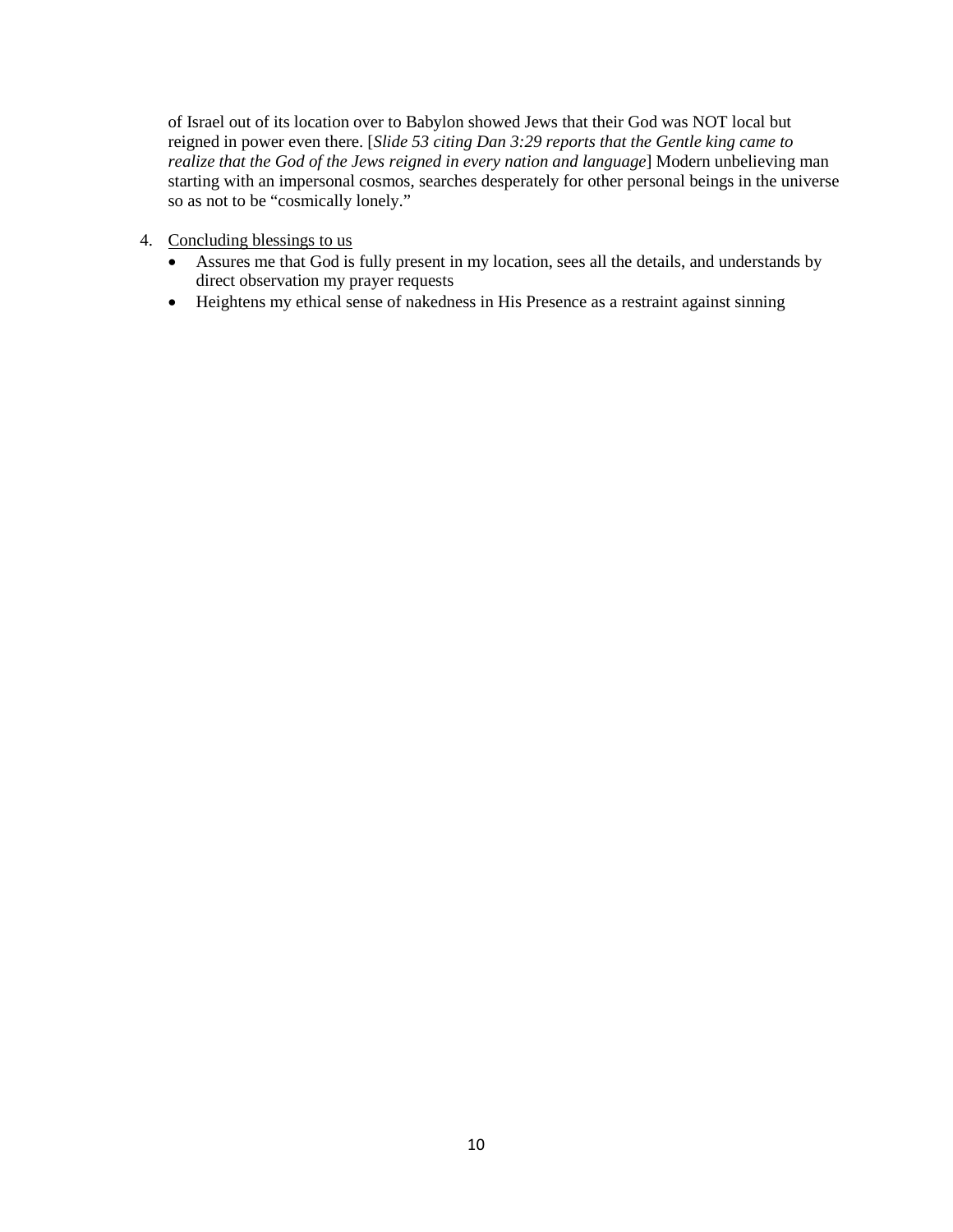of Israel out of its location over to Babylon showed Jews that their God was NOT local but reigned in power even there. [*Slide 53 citing Dan 3:29 reports that the Gentle king came to realize that the God of the Jews reigned in every nation and language*] Modern unbelieving man starting with an impersonal cosmos, searches desperately for other personal beings in the universe so as not to be "cosmically lonely."

4. Concluding blessings to us
   - Assures me that God is fully present in my location, sees all the details, and understands by direct observation my prayer requests
   - Heightens my ethical sense of nakedness in His Presence as a restraint against sinning